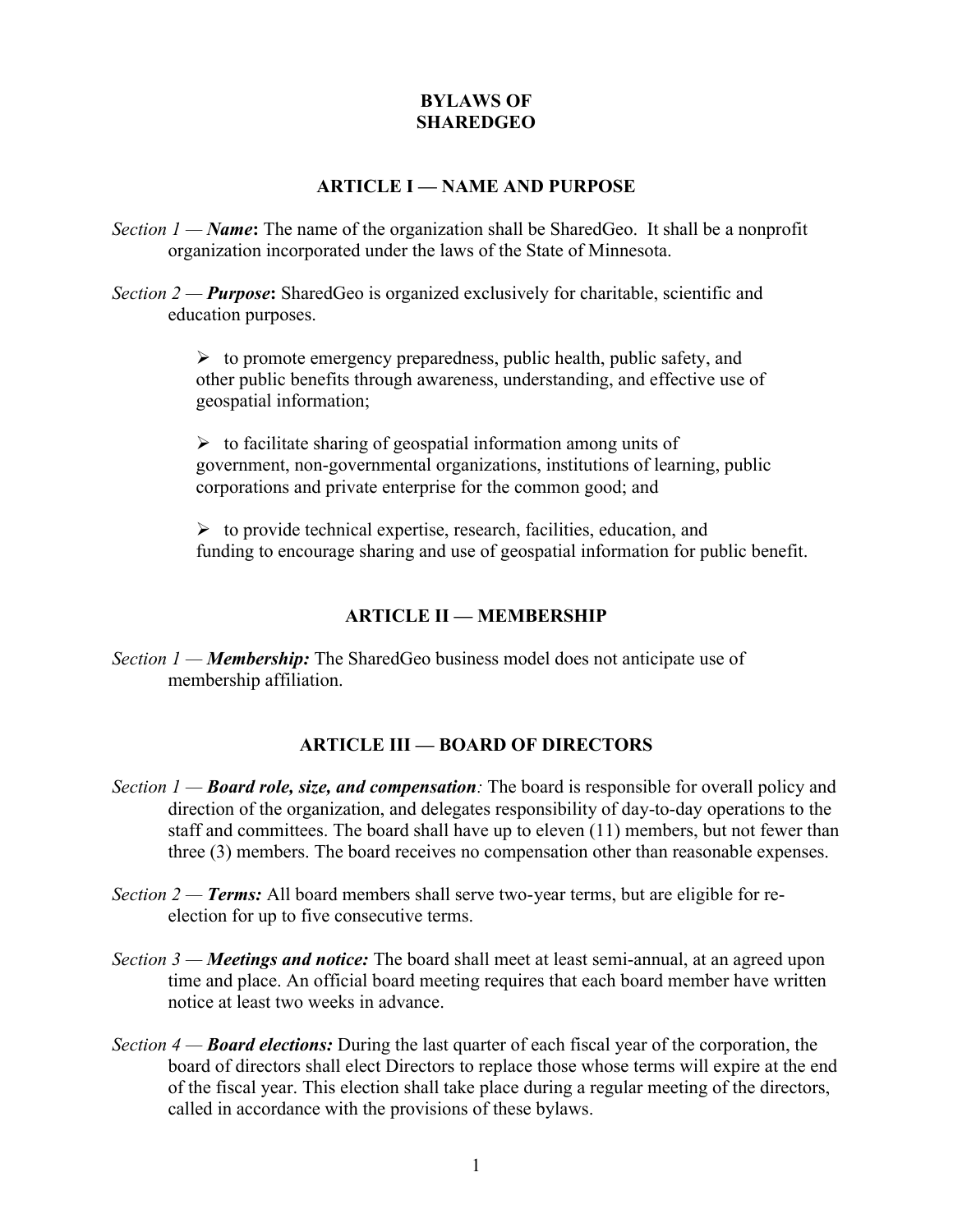# BYLAWS OF SHAREDGEO

## ARTICLE I — NAME AND PURPOSE

*Section 1 —* ***Name*****:** The name of the organization shall be SharedGeo. It shall be a nonprofit organization incorporated under the laws of the State of Minnesota.

*Section 2 —* ***Purpose*****:** SharedGeo is organized exclusively for charitable, scientific and education purposes.

- to promote emergency preparedness, public health, public safety, and other public benefits through awareness, understanding, and effective use of geospatial information;
- to facilitate sharing of geospatial information among units of government, non-governmental organizations, institutions of learning, public corporations and private enterprise for the common good; and
- to provide technical expertise, research, facilities, education, and funding to encourage sharing and use of geospatial information for public benefit.

## ARTICLE II — MEMBERSHIP

*Section 1 —* ***Membership:*** The SharedGeo business model does not anticipate use of membership affiliation.

## ARTICLE III — BOARD OF DIRECTORS

*Section 1 —* ***Board role, size, and compensation****:* The board is responsible for overall policy and direction of the organization, and delegates responsibility of day-to-day operations to the staff and committees. The board shall have up to eleven (11) members, but not fewer than three (3) members. The board receives no compensation other than reasonable expenses.

*Section 2 —* ***Terms:*** All board members shall serve two-year terms, but are eligible for re-election for up to five consecutive terms.

*Section 3 —* ***Meetings and notice:*** The board shall meet at least semi-annual, at an agreed upon time and place. An official board meeting requires that each board member have written notice at least two weeks in advance.

*Section 4 —* ***Board elections:*** During the last quarter of each fiscal year of the corporation, the board of directors shall elect Directors to replace those whose terms will expire at the end of the fiscal year. This election shall take place during a regular meeting of the directors, called in accordance with the provisions of these bylaws.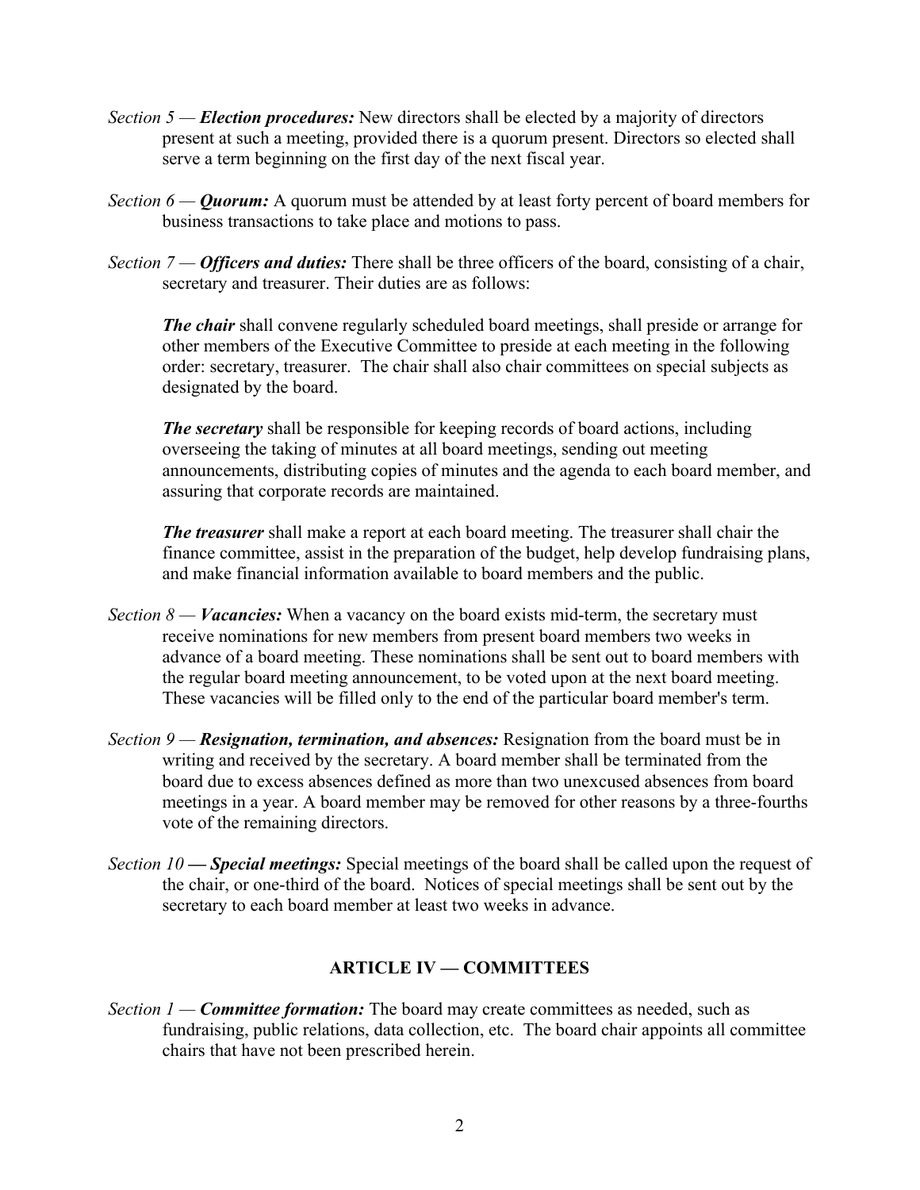*Section 5 —* ***Election procedures:*** New directors shall be elected by a majority of directors present at such a meeting, provided there is a quorum present. Directors so elected shall serve a term beginning on the first day of the next fiscal year.

*Section 6 —* ***Quorum:*** A quorum must be attended by at least forty percent of board members for business transactions to take place and motions to pass.

*Section 7 —* ***Officers and duties:*** There shall be three officers of the board, consisting of a chair, secretary and treasurer. Their duties are as follows:

***The chair*** shall convene regularly scheduled board meetings, shall preside or arrange for other members of the Executive Committee to preside at each meeting in the following order: secretary, treasurer. The chair shall also chair committees on special subjects as designated by the board.

***The secretary*** shall be responsible for keeping records of board actions, including overseeing the taking of minutes at all board meetings, sending out meeting announcements, distributing copies of minutes and the agenda to each board member, and assuring that corporate records are maintained.

***The treasurer*** shall make a report at each board meeting. The treasurer shall chair the finance committee, assist in the preparation of the budget, help develop fundraising plans, and make financial information available to board members and the public.

*Section 8 —* ***Vacancies:*** When a vacancy on the board exists mid-term, the secretary must receive nominations for new members from present board members two weeks in advance of a board meeting. These nominations shall be sent out to board members with the regular board meeting announcement, to be voted upon at the next board meeting. These vacancies will be filled only to the end of the particular board member's term.

*Section 9 —* ***Resignation, termination, and absences:*** Resignation from the board must be in writing and received by the secretary. A board member shall be terminated from the board due to excess absences defined as more than two unexcused absences from board meetings in a year. A board member may be removed for other reasons by a three-fourths vote of the remaining directors.

*Section 10* ***— Special meetings:*** Special meetings of the board shall be called upon the request of the chair, or one-third of the board. Notices of special meetings shall be sent out by the secretary to each board member at least two weeks in advance.

## ARTICLE IV — COMMITTEES

*Section 1 —* ***Committee formation:*** The board may create committees as needed, such as fundraising, public relations, data collection, etc. The board chair appoints all committee chairs that have not been prescribed herein.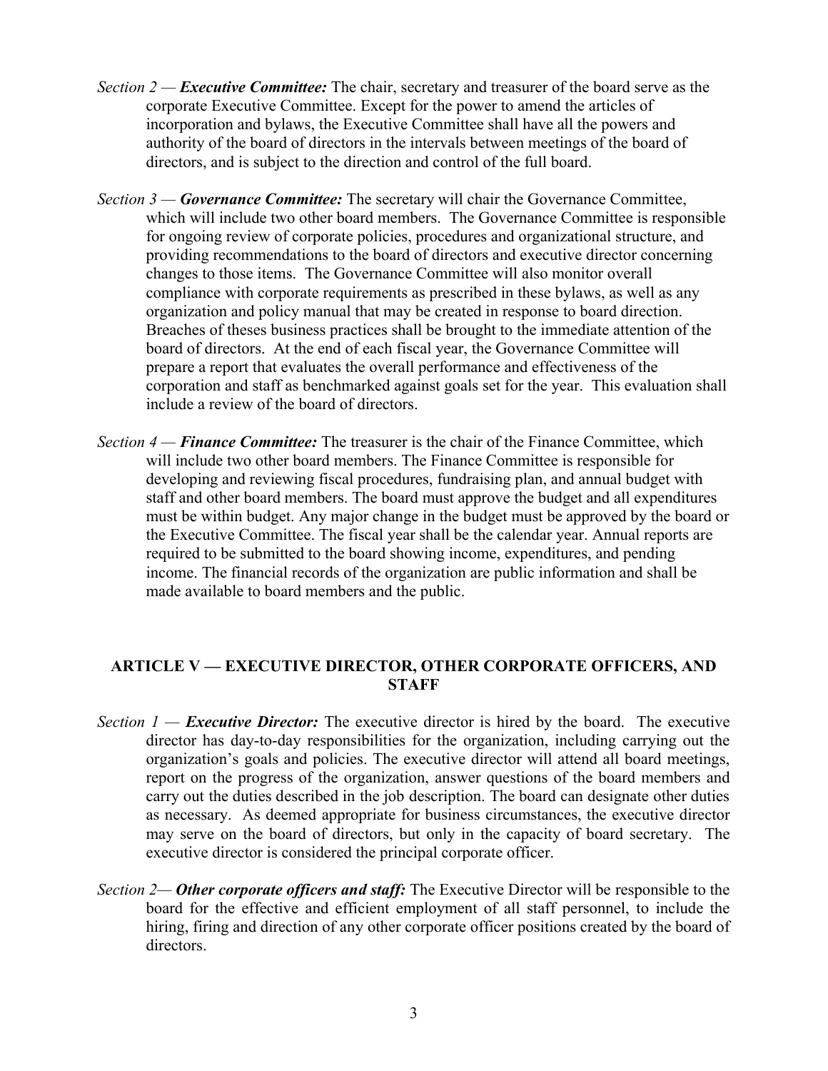*Section 2 —* ***Executive Committee:*** The chair, secretary and treasurer of the board serve as the corporate Executive Committee. Except for the power to amend the articles of incorporation and bylaws, the Executive Committee shall have all the powers and authority of the board of directors in the intervals between meetings of the board of directors, and is subject to the direction and control of the full board.

*Section 3 —* ***Governance Committee:*** The secretary will chair the Governance Committee, which will include two other board members. The Governance Committee is responsible for ongoing review of corporate policies, procedures and organizational structure, and providing recommendations to the board of directors and executive director concerning changes to those items. The Governance Committee will also monitor overall compliance with corporate requirements as prescribed in these bylaws, as well as any organization and policy manual that may be created in response to board direction. Breaches of theses business practices shall be brought to the immediate attention of the board of directors. At the end of each fiscal year, the Governance Committee will prepare a report that evaluates the overall performance and effectiveness of the corporation and staff as benchmarked against goals set for the year. This evaluation shall include a review of the board of directors.

*Section 4 —* ***Finance Committee:*** The treasurer is the chair of the Finance Committee, which will include two other board members. The Finance Committee is responsible for developing and reviewing fiscal procedures, fundraising plan, and annual budget with staff and other board members. The board must approve the budget and all expenditures must be within budget. Any major change in the budget must be approved by the board or the Executive Committee. The fiscal year shall be the calendar year. Annual reports are required to be submitted to the board showing income, expenditures, and pending income. The financial records of the organization are public information and shall be made available to board members and the public.

## ARTICLE V — EXECUTIVE DIRECTOR, OTHER CORPORATE OFFICERS, AND STAFF

*Section 1 —* ***Executive Director:*** The executive director is hired by the board. The executive director has day-to-day responsibilities for the organization, including carrying out the organization's goals and policies. The executive director will attend all board meetings, report on the progress of the organization, answer questions of the board members and carry out the duties described in the job description. The board can designate other duties as necessary. As deemed appropriate for business circumstances, the executive director may serve on the board of directors, but only in the capacity of board secretary. The executive director is considered the principal corporate officer.

*Section 2—* ***Other corporate officers and staff:*** The Executive Director will be responsible to the board for the effective and efficient employment of all staff personnel, to include the hiring, firing and direction of any other corporate officer positions created by the board of directors.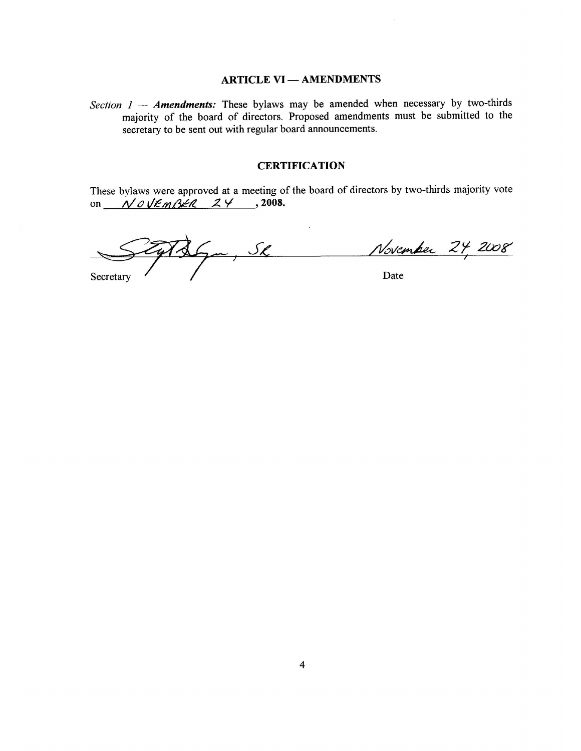## ARTICLE VI — AMENDMENTS

*Section 1 —* ***Amendments:*** These bylaws may be amended when necessary by two-thirds majority of the board of directors. Proposed amendments must be submitted to the secretary to be sent out with regular board announcements.

## CERTIFICATION

These bylaws were approved at a meeting of the board of directors by two-thirds majority vote on NOVEMBER 24, **2008.**

[Signature], SR — Secretary

November 24, 2008 — Date